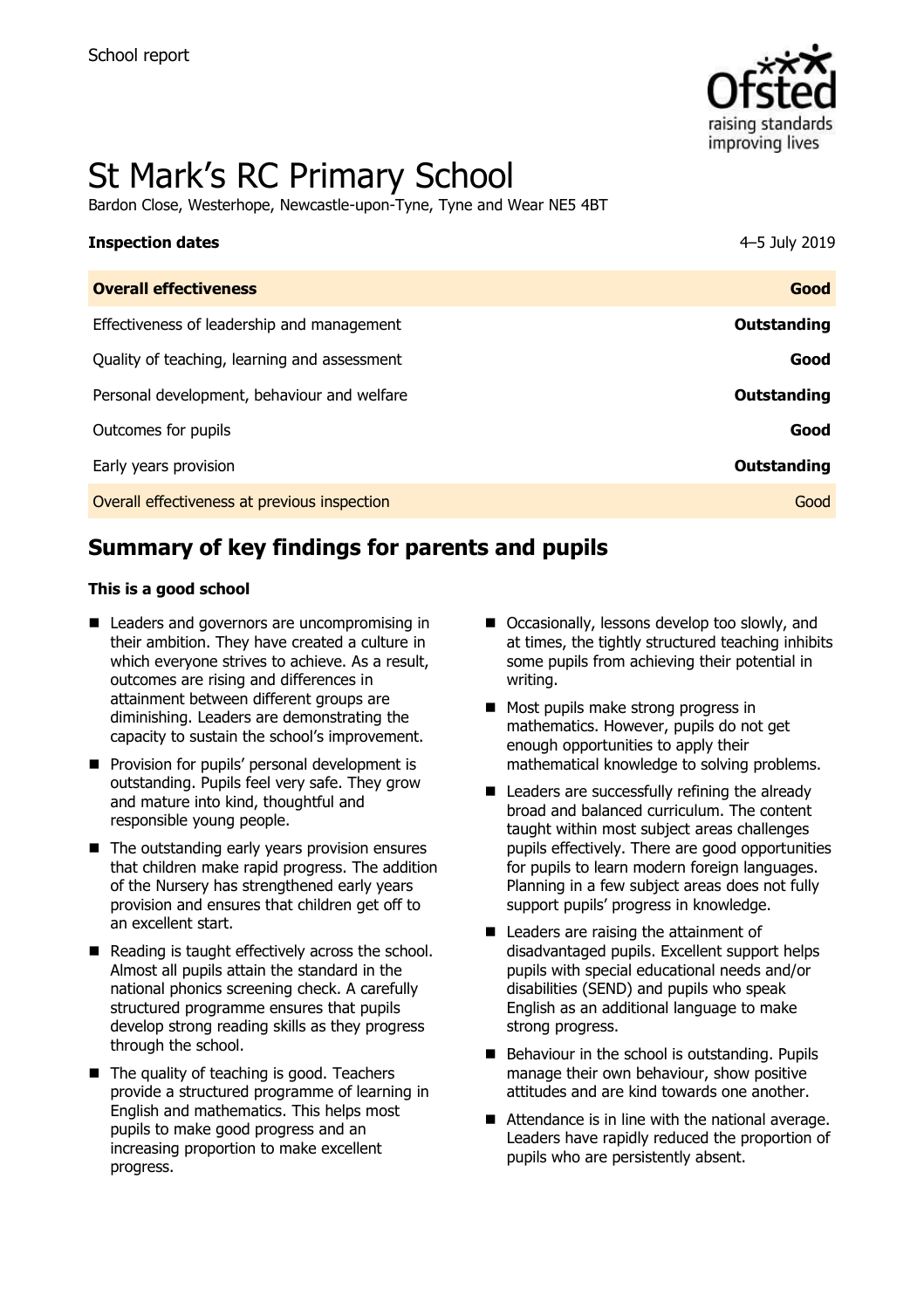School report

# St Mark's RC Primary School

Bardon Close, Westerhope, Newcastle-upon-Tyne, Tyne and Wear NE5 4BT

| **Inspection dates** | 4–5 July 2019 |
| --- | --- |
| **Overall effectiveness** | **Good** |
| Effectiveness of leadership and management | **Outstanding** |
| Quality of teaching, learning and assessment | **Good** |
| Personal development, behaviour and welfare | **Outstanding** |
| Outcomes for pupils | **Good** |
| Early years provision | **Outstanding** |
| Overall effectiveness at previous inspection | Good |

## Summary of key findings for parents and pupils

**This is a good school**

- Leaders and governors are uncompromising in their ambition. They have created a culture in which everyone strives to achieve. As a result, outcomes are rising and differences in attainment between different groups are diminishing. Leaders are demonstrating the capacity to sustain the school's improvement.
- Provision for pupils' personal development is outstanding. Pupils feel very safe. They grow and mature into kind, thoughtful and responsible young people.
- The outstanding early years provision ensures that children make rapid progress. The addition of the Nursery has strengthened early years provision and ensures that children get off to an excellent start.
- Reading is taught effectively across the school. Almost all pupils attain the standard in the national phonics screening check. A carefully structured programme ensures that pupils develop strong reading skills as they progress through the school.
- The quality of teaching is good. Teachers provide a structured programme of learning in English and mathematics. This helps most pupils to make good progress and an increasing proportion to make excellent progress.
- Occasionally, lessons develop too slowly, and at times, the tightly structured teaching inhibits some pupils from achieving their potential in writing.
- Most pupils make strong progress in mathematics. However, pupils do not get enough opportunities to apply their mathematical knowledge to solving problems.
- Leaders are successfully refining the already broad and balanced curriculum. The content taught within most subject areas challenges pupils effectively. There are good opportunities for pupils to learn modern foreign languages. Planning in a few subject areas does not fully support pupils' progress in knowledge.
- Leaders are raising the attainment of disadvantaged pupils. Excellent support helps pupils with special educational needs and/or disabilities (SEND) and pupils who speak English as an additional language to make strong progress.
- Behaviour in the school is outstanding. Pupils manage their own behaviour, show positive attitudes and are kind towards one another.
- Attendance is in line with the national average. Leaders have rapidly reduced the proportion of pupils who are persistently absent.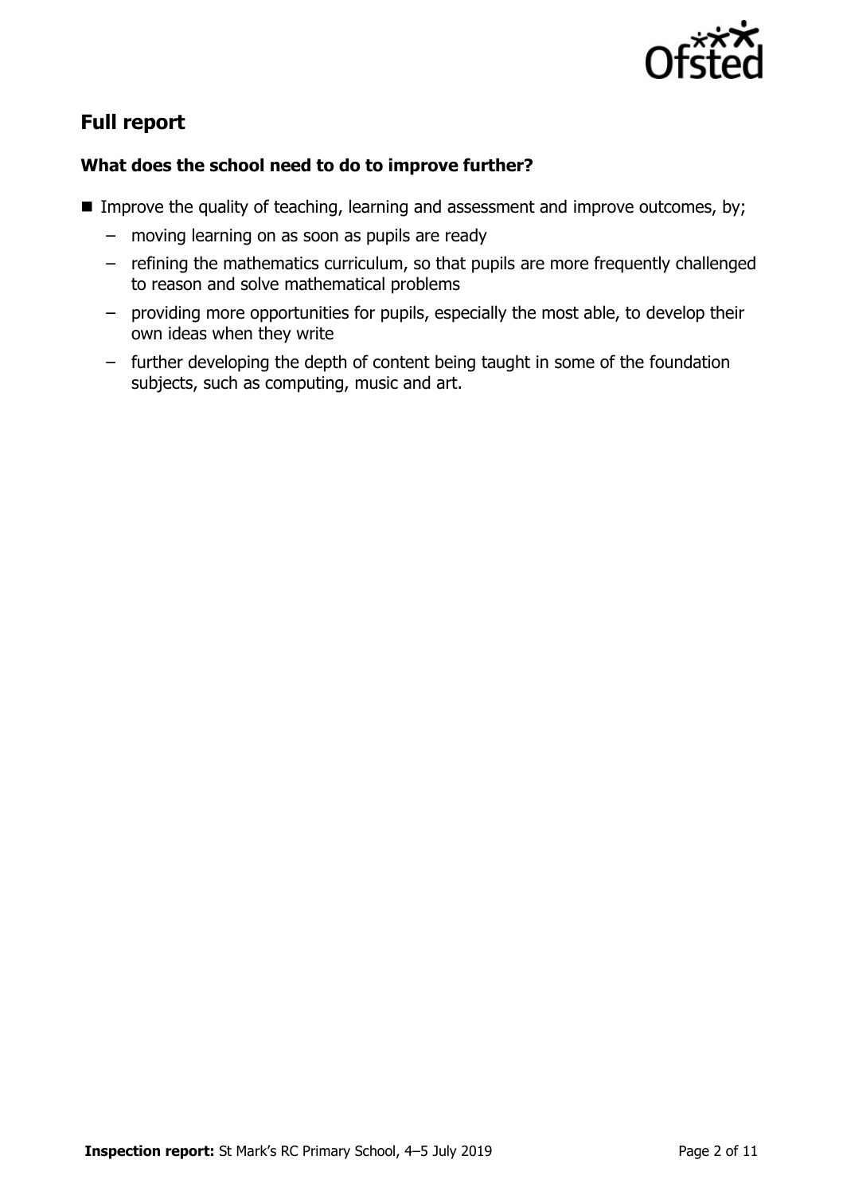## Full report

### What does the school need to do to improve further?

- Improve the quality of teaching, learning and assessment and improve outcomes, by;
  - moving learning on as soon as pupils are ready
  - refining the mathematics curriculum, so that pupils are more frequently challenged to reason and solve mathematical problems
  - providing more opportunities for pupils, especially the most able, to develop their own ideas when they write
  - further developing the depth of content being taught in some of the foundation subjects, such as computing, music and art.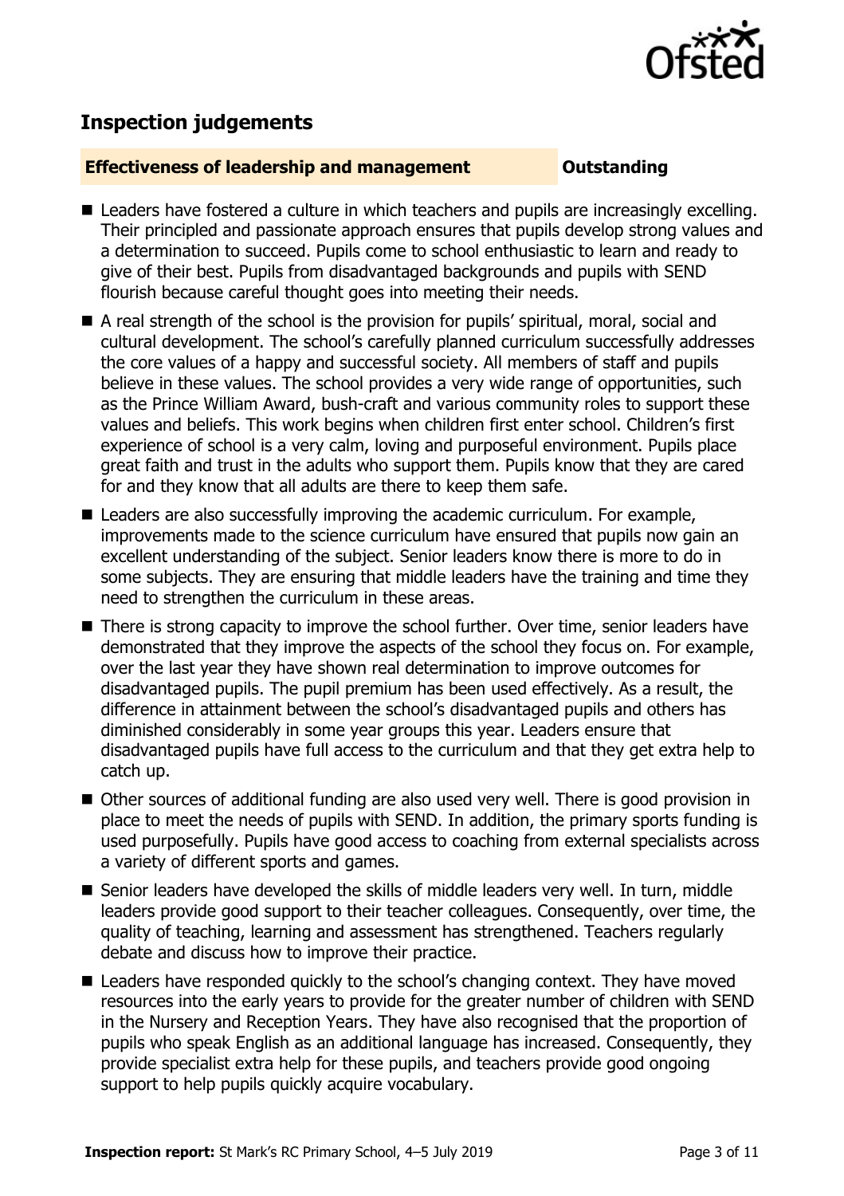## Inspection judgements

**Effectiveness of leadership and management** **Outstanding**

- Leaders have fostered a culture in which teachers and pupils are increasingly excelling. Their principled and passionate approach ensures that pupils develop strong values and a determination to succeed. Pupils come to school enthusiastic to learn and ready to give of their best. Pupils from disadvantaged backgrounds and pupils with SEND flourish because careful thought goes into meeting their needs.
- A real strength of the school is the provision for pupils' spiritual, moral, social and cultural development. The school's carefully planned curriculum successfully addresses the core values of a happy and successful society. All members of staff and pupils believe in these values. The school provides a very wide range of opportunities, such as the Prince William Award, bush-craft and various community roles to support these values and beliefs. This work begins when children first enter school. Children's first experience of school is a very calm, loving and purposeful environment. Pupils place great faith and trust in the adults who support them. Pupils know that they are cared for and they know that all adults are there to keep them safe.
- Leaders are also successfully improving the academic curriculum. For example, improvements made to the science curriculum have ensured that pupils now gain an excellent understanding of the subject. Senior leaders know there is more to do in some subjects. They are ensuring that middle leaders have the training and time they need to strengthen the curriculum in these areas.
- There is strong capacity to improve the school further. Over time, senior leaders have demonstrated that they improve the aspects of the school they focus on. For example, over the last year they have shown real determination to improve outcomes for disadvantaged pupils. The pupil premium has been used effectively. As a result, the difference in attainment between the school's disadvantaged pupils and others has diminished considerably in some year groups this year. Leaders ensure that disadvantaged pupils have full access to the curriculum and that they get extra help to catch up.
- Other sources of additional funding are also used very well. There is good provision in place to meet the needs of pupils with SEND. In addition, the primary sports funding is used purposefully. Pupils have good access to coaching from external specialists across a variety of different sports and games.
- Senior leaders have developed the skills of middle leaders very well. In turn, middle leaders provide good support to their teacher colleagues. Consequently, over time, the quality of teaching, learning and assessment has strengthened. Teachers regularly debate and discuss how to improve their practice.
- Leaders have responded quickly to the school's changing context. They have moved resources into the early years to provide for the greater number of children with SEND in the Nursery and Reception Years. They have also recognised that the proportion of pupils who speak English as an additional language has increased. Consequently, they provide specialist extra help for these pupils, and teachers provide good ongoing support to help pupils quickly acquire vocabulary.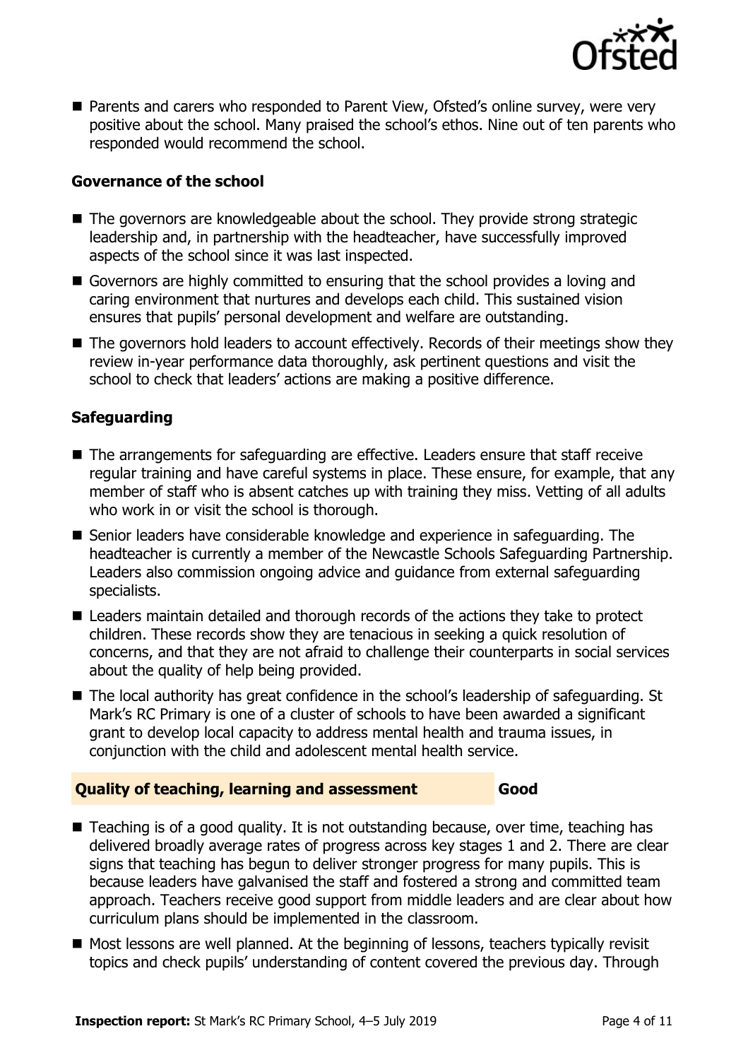- Parents and carers who responded to Parent View, Ofsted's online survey, were very positive about the school. Many praised the school's ethos. Nine out of ten parents who responded would recommend the school.

### Governance of the school

- The governors are knowledgeable about the school. They provide strong strategic leadership and, in partnership with the headteacher, have successfully improved aspects of the school since it was last inspected.
- Governors are highly committed to ensuring that the school provides a loving and caring environment that nurtures and develops each child. This sustained vision ensures that pupils' personal development and welfare are outstanding.
- The governors hold leaders to account effectively. Records of their meetings show they review in-year performance data thoroughly, ask pertinent questions and visit the school to check that leaders' actions are making a positive difference.

### Safeguarding

- The arrangements for safeguarding are effective. Leaders ensure that staff receive regular training and have careful systems in place. These ensure, for example, that any member of staff who is absent catches up with training they miss. Vetting of all adults who work in or visit the school is thorough.
- Senior leaders have considerable knowledge and experience in safeguarding. The headteacher is currently a member of the Newcastle Schools Safeguarding Partnership. Leaders also commission ongoing advice and guidance from external safeguarding specialists.
- Leaders maintain detailed and thorough records of the actions they take to protect children. These records show they are tenacious in seeking a quick resolution of concerns, and that they are not afraid to challenge their counterparts in social services about the quality of help being provided.
- The local authority has great confidence in the school's leadership of safeguarding. St Mark's RC Primary is one of a cluster of schools to have been awarded a significant grant to develop local capacity to address mental health and trauma issues, in conjunction with the child and adolescent mental health service.

## Quality of teaching, learning and assessment — Good

- Teaching is of a good quality. It is not outstanding because, over time, teaching has delivered broadly average rates of progress across key stages 1 and 2. There are clear signs that teaching has begun to deliver stronger progress for many pupils. This is because leaders have galvanised the staff and fostered a strong and committed team approach. Teachers receive good support from middle leaders and are clear about how curriculum plans should be implemented in the classroom.
- Most lessons are well planned. At the beginning of lessons, teachers typically revisit topics and check pupils' understanding of content covered the previous day. Through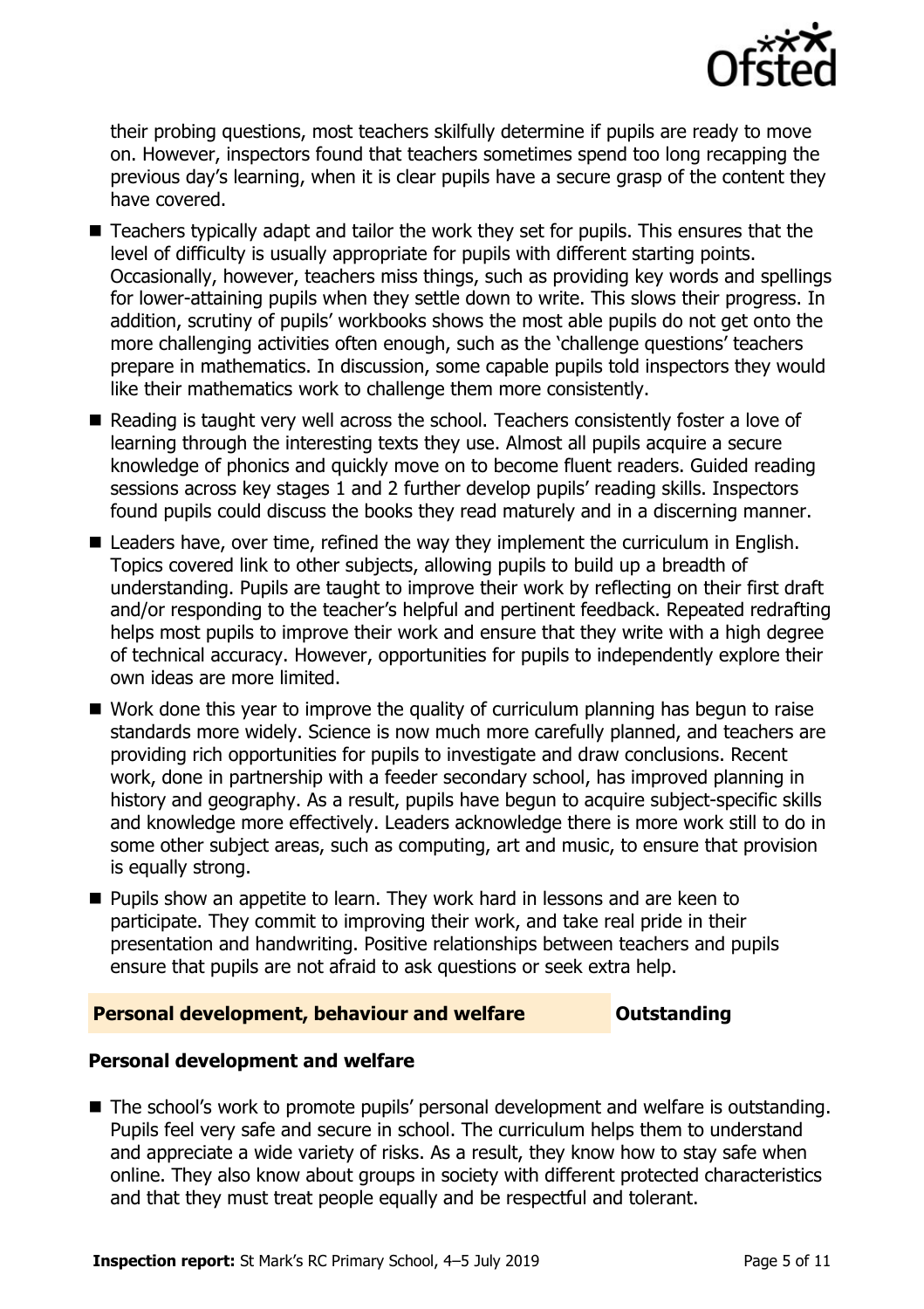their probing questions, most teachers skilfully determine if pupils are ready to move on. However, inspectors found that teachers sometimes spend too long recapping the previous day's learning, when it is clear pupils have a secure grasp of the content they have covered.

- Teachers typically adapt and tailor the work they set for pupils. This ensures that the level of difficulty is usually appropriate for pupils with different starting points. Occasionally, however, teachers miss things, such as providing key words and spellings for lower-attaining pupils when they settle down to write. This slows their progress. In addition, scrutiny of pupils' workbooks shows the most able pupils do not get onto the more challenging activities often enough, such as the 'challenge questions' teachers prepare in mathematics. In discussion, some capable pupils told inspectors they would like their mathematics work to challenge them more consistently.
- Reading is taught very well across the school. Teachers consistently foster a love of learning through the interesting texts they use. Almost all pupils acquire a secure knowledge of phonics and quickly move on to become fluent readers. Guided reading sessions across key stages 1 and 2 further develop pupils' reading skills. Inspectors found pupils could discuss the books they read maturely and in a discerning manner.
- Leaders have, over time, refined the way they implement the curriculum in English. Topics covered link to other subjects, allowing pupils to build up a breadth of understanding. Pupils are taught to improve their work by reflecting on their first draft and/or responding to the teacher's helpful and pertinent feedback. Repeated redrafting helps most pupils to improve their work and ensure that they write with a high degree of technical accuracy. However, opportunities for pupils to independently explore their own ideas are more limited.
- Work done this year to improve the quality of curriculum planning has begun to raise standards more widely. Science is now much more carefully planned, and teachers are providing rich opportunities for pupils to investigate and draw conclusions. Recent work, done in partnership with a feeder secondary school, has improved planning in history and geography. As a result, pupils have begun to acquire subject-specific skills and knowledge more effectively. Leaders acknowledge there is more work still to do in some other subject areas, such as computing, art and music, to ensure that provision is equally strong.
- Pupils show an appetite to learn. They work hard in lessons and are keen to participate. They commit to improving their work, and take real pride in their presentation and handwriting. Positive relationships between teachers and pupils ensure that pupils are not afraid to ask questions or seek extra help.

## Personal development, behaviour and welfare — Outstanding

### Personal development and welfare

- The school's work to promote pupils' personal development and welfare is outstanding. Pupils feel very safe and secure in school. The curriculum helps them to understand and appreciate a wide variety of risks. As a result, they know how to stay safe when online. They also know about groups in society with different protected characteristics and that they must treat people equally and be respectful and tolerant.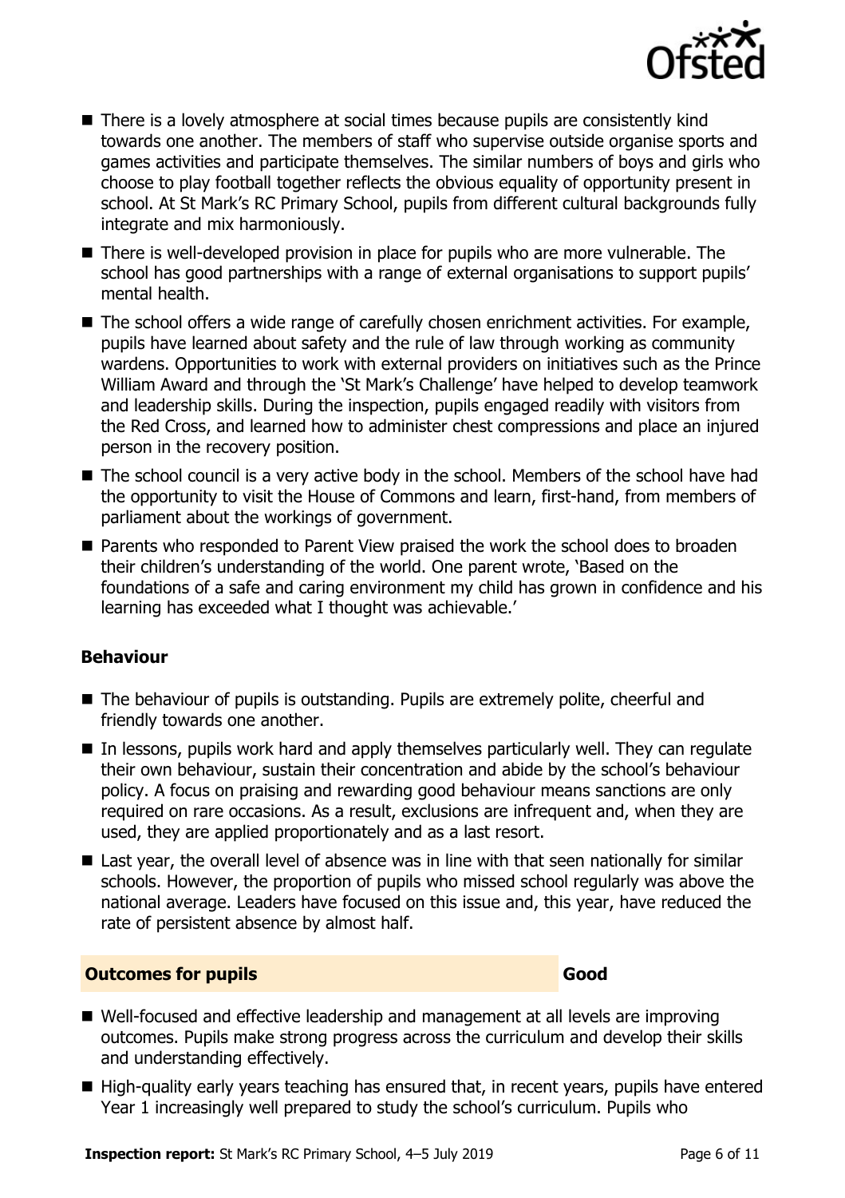- There is a lovely atmosphere at social times because pupils are consistently kind towards one another. The members of staff who supervise outside organise sports and games activities and participate themselves. The similar numbers of boys and girls who choose to play football together reflects the obvious equality of opportunity present in school. At St Mark's RC Primary School, pupils from different cultural backgrounds fully integrate and mix harmoniously.
- There is well-developed provision in place for pupils who are more vulnerable. The school has good partnerships with a range of external organisations to support pupils' mental health.
- The school offers a wide range of carefully chosen enrichment activities. For example, pupils have learned about safety and the rule of law through working as community wardens. Opportunities to work with external providers on initiatives such as the Prince William Award and through the 'St Mark's Challenge' have helped to develop teamwork and leadership skills. During the inspection, pupils engaged readily with visitors from the Red Cross, and learned how to administer chest compressions and place an injured person in the recovery position.
- The school council is a very active body in the school. Members of the school have had the opportunity to visit the House of Commons and learn, first-hand, from members of parliament about the workings of government.
- Parents who responded to Parent View praised the work the school does to broaden their children's understanding of the world. One parent wrote, 'Based on the foundations of a safe and caring environment my child has grown in confidence and his learning has exceeded what I thought was achievable.'

### Behaviour

- The behaviour of pupils is outstanding. Pupils are extremely polite, cheerful and friendly towards one another.
- In lessons, pupils work hard and apply themselves particularly well. They can regulate their own behaviour, sustain their concentration and abide by the school's behaviour policy. A focus on praising and rewarding good behaviour means sanctions are only required on rare occasions. As a result, exclusions are infrequent and, when they are used, they are applied proportionately and as a last resort.
- Last year, the overall level of absence was in line with that seen nationally for similar schools. However, the proportion of pupils who missed school regularly was above the national average. Leaders have focused on this issue and, this year, have reduced the rate of persistent absence by almost half.

## Outcomes for pupils — Good

- Well-focused and effective leadership and management at all levels are improving outcomes. Pupils make strong progress across the curriculum and develop their skills and understanding effectively.
- High-quality early years teaching has ensured that, in recent years, pupils have entered Year 1 increasingly well prepared to study the school's curriculum. Pupils who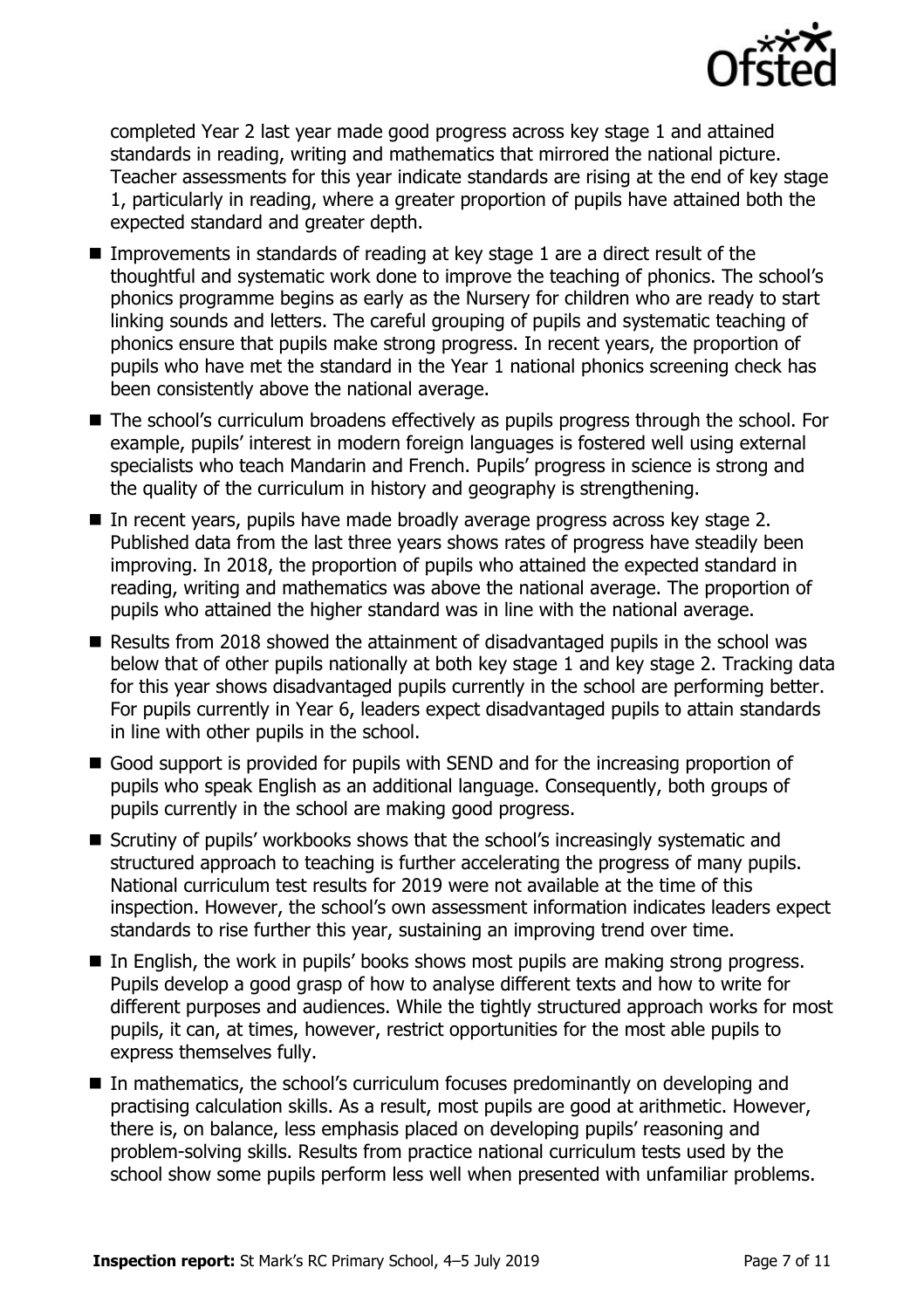completed Year 2 last year made good progress across key stage 1 and attained standards in reading, writing and mathematics that mirrored the national picture. Teacher assessments for this year indicate standards are rising at the end of key stage 1, particularly in reading, where a greater proportion of pupils have attained both the expected standard and greater depth.

- Improvements in standards of reading at key stage 1 are a direct result of the thoughtful and systematic work done to improve the teaching of phonics. The school's phonics programme begins as early as the Nursery for children who are ready to start linking sounds and letters. The careful grouping of pupils and systematic teaching of phonics ensure that pupils make strong progress. In recent years, the proportion of pupils who have met the standard in the Year 1 national phonics screening check has been consistently above the national average.
- The school's curriculum broadens effectively as pupils progress through the school. For example, pupils' interest in modern foreign languages is fostered well using external specialists who teach Mandarin and French. Pupils' progress in science is strong and the quality of the curriculum in history and geography is strengthening.
- In recent years, pupils have made broadly average progress across key stage 2. Published data from the last three years shows rates of progress have steadily been improving. In 2018, the proportion of pupils who attained the expected standard in reading, writing and mathematics was above the national average. The proportion of pupils who attained the higher standard was in line with the national average.
- Results from 2018 showed the attainment of disadvantaged pupils in the school was below that of other pupils nationally at both key stage 1 and key stage 2. Tracking data for this year shows disadvantaged pupils currently in the school are performing better. For pupils currently in Year 6, leaders expect disadvantaged pupils to attain standards in line with other pupils in the school.
- Good support is provided for pupils with SEND and for the increasing proportion of pupils who speak English as an additional language. Consequently, both groups of pupils currently in the school are making good progress.
- Scrutiny of pupils' workbooks shows that the school's increasingly systematic and structured approach to teaching is further accelerating the progress of many pupils. National curriculum test results for 2019 were not available at the time of this inspection. However, the school's own assessment information indicates leaders expect standards to rise further this year, sustaining an improving trend over time.
- In English, the work in pupils' books shows most pupils are making strong progress. Pupils develop a good grasp of how to analyse different texts and how to write for different purposes and audiences. While the tightly structured approach works for most pupils, it can, at times, however, restrict opportunities for the most able pupils to express themselves fully.
- In mathematics, the school's curriculum focuses predominantly on developing and practising calculation skills. As a result, most pupils are good at arithmetic. However, there is, on balance, less emphasis placed on developing pupils' reasoning and problem-solving skills. Results from practice national curriculum tests used by the school show some pupils perform less well when presented with unfamiliar problems.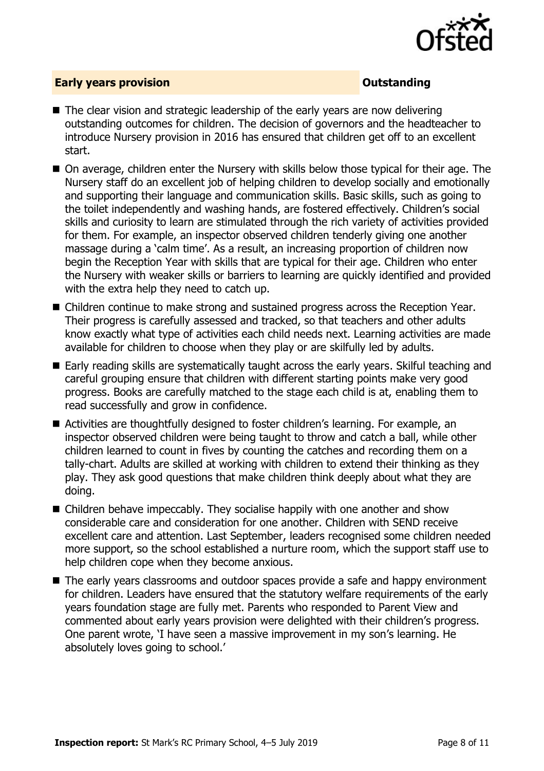## Early years provision **Outstanding**

- The clear vision and strategic leadership of the early years are now delivering outstanding outcomes for children. The decision of governors and the headteacher to introduce Nursery provision in 2016 has ensured that children get off to an excellent start.
- On average, children enter the Nursery with skills below those typical for their age. The Nursery staff do an excellent job of helping children to develop socially and emotionally and supporting their language and communication skills. Basic skills, such as going to the toilet independently and washing hands, are fostered effectively. Children's social skills and curiosity to learn are stimulated through the rich variety of activities provided for them. For example, an inspector observed children tenderly giving one another massage during a 'calm time'. As a result, an increasing proportion of children now begin the Reception Year with skills that are typical for their age. Children who enter the Nursery with weaker skills or barriers to learning are quickly identified and provided with the extra help they need to catch up.
- Children continue to make strong and sustained progress across the Reception Year. Their progress is carefully assessed and tracked, so that teachers and other adults know exactly what type of activities each child needs next. Learning activities are made available for children to choose when they play or are skilfully led by adults.
- Early reading skills are systematically taught across the early years. Skilful teaching and careful grouping ensure that children with different starting points make very good progress. Books are carefully matched to the stage each child is at, enabling them to read successfully and grow in confidence.
- Activities are thoughtfully designed to foster children's learning. For example, an inspector observed children were being taught to throw and catch a ball, while other children learned to count in fives by counting the catches and recording them on a tally-chart. Adults are skilled at working with children to extend their thinking as they play. They ask good questions that make children think deeply about what they are doing.
- Children behave impeccably. They socialise happily with one another and show considerable care and consideration for one another. Children with SEND receive excellent care and attention. Last September, leaders recognised some children needed more support, so the school established a nurture room, which the support staff use to help children cope when they become anxious.
- The early years classrooms and outdoor spaces provide a safe and happy environment for children. Leaders have ensured that the statutory welfare requirements of the early years foundation stage are fully met. Parents who responded to Parent View and commented about early years provision were delighted with their children's progress. One parent wrote, 'I have seen a massive improvement in my son's learning. He absolutely loves going to school.'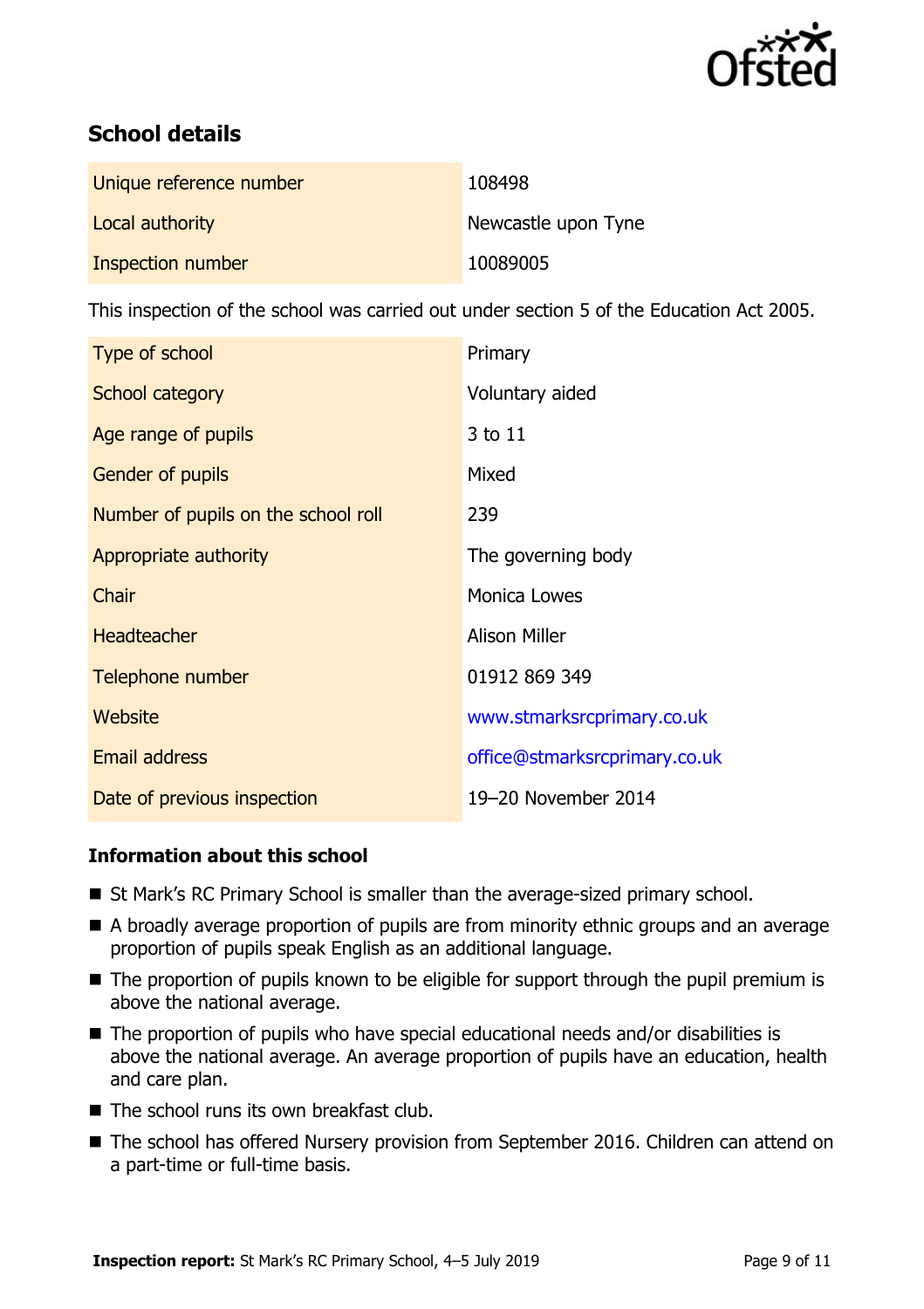## School details

| | |
|---|---|
| Unique reference number | 108498 |
| Local authority | Newcastle upon Tyne |
| Inspection number | 10089005 |

This inspection of the school was carried out under section 5 of the Education Act 2005.

| | |
|---|---|
| Type of school | Primary |
| School category | Voluntary aided |
| Age range of pupils | 3 to 11 |
| Gender of pupils | Mixed |
| Number of pupils on the school roll | 239 |
| Appropriate authority | The governing body |
| Chair | Monica Lowes |
| Headteacher | Alison Miller |
| Telephone number | 01912 869 349 |
| Website | www.stmarksrcprimary.co.uk |
| Email address | office@stmarksrcprimary.co.uk |
| Date of previous inspection | 19–20 November 2014 |

### Information about this school

- St Mark's RC Primary School is smaller than the average-sized primary school.
- A broadly average proportion of pupils are from minority ethnic groups and an average proportion of pupils speak English as an additional language.
- The proportion of pupils known to be eligible for support through the pupil premium is above the national average.
- The proportion of pupils who have special educational needs and/or disabilities is above the national average. An average proportion of pupils have an education, health and care plan.
- The school runs its own breakfast club.
- The school has offered Nursery provision from September 2016. Children can attend on a part-time or full-time basis.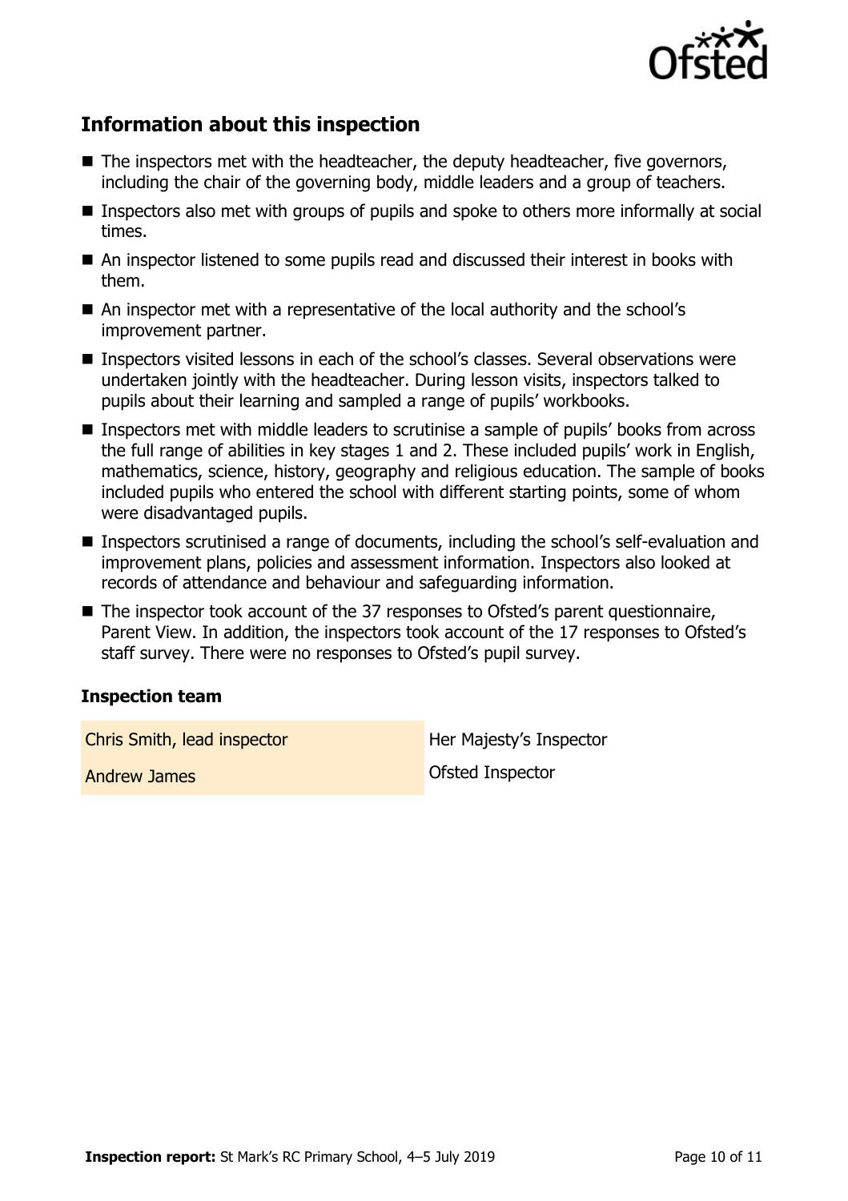## Information about this inspection

- The inspectors met with the headteacher, the deputy headteacher, five governors, including the chair of the governing body, middle leaders and a group of teachers.
- Inspectors also met with groups of pupils and spoke to others more informally at social times.
- An inspector listened to some pupils read and discussed their interest in books with them.
- An inspector met with a representative of the local authority and the school's improvement partner.
- Inspectors visited lessons in each of the school's classes. Several observations were undertaken jointly with the headteacher. During lesson visits, inspectors talked to pupils about their learning and sampled a range of pupils' workbooks.
- Inspectors met with middle leaders to scrutinise a sample of pupils' books from across the full range of abilities in key stages 1 and 2. These included pupils' work in English, mathematics, science, history, geography and religious education. The sample of books included pupils who entered the school with different starting points, some of whom were disadvantaged pupils.
- Inspectors scrutinised a range of documents, including the school's self-evaluation and improvement plans, policies and assessment information. Inspectors also looked at records of attendance and behaviour and safeguarding information.
- The inspector took account of the 37 responses to Ofsted's parent questionnaire, Parent View. In addition, the inspectors took account of the 17 responses to Ofsted's staff survey. There were no responses to Ofsted's pupil survey.

### Inspection team

| | |
|---|---|
| Chris Smith, lead inspector | Her Majesty's Inspector |
| Andrew James | Ofsted Inspector |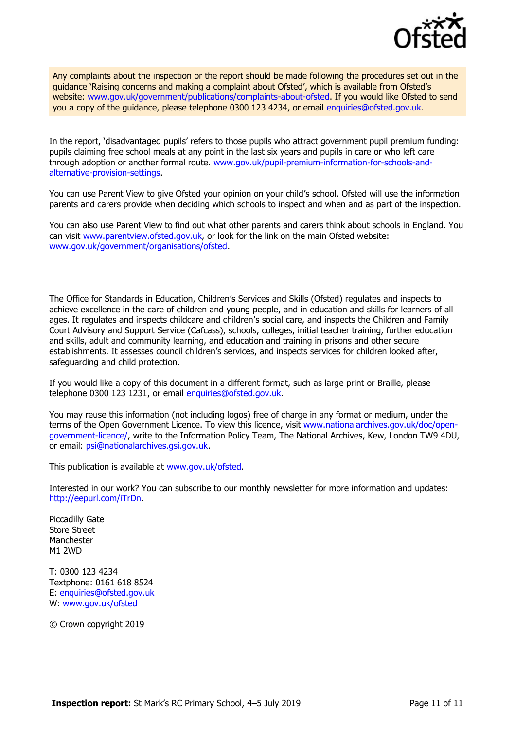Any complaints about the inspection or the report should be made following the procedures set out in the guidance 'Raising concerns and making a complaint about Ofsted', which is available from Ofsted's website: www.gov.uk/government/publications/complaints-about-ofsted. If you would like Ofsted to send you a copy of the guidance, please telephone 0300 123 4234, or email enquiries@ofsted.gov.uk.

In the report, 'disadvantaged pupils' refers to those pupils who attract government pupil premium funding: pupils claiming free school meals at any point in the last six years and pupils in care or who left care through adoption or another formal route. www.gov.uk/pupil-premium-information-for-schools-and-alternative-provision-settings.

You can use Parent View to give Ofsted your opinion on your child's school. Ofsted will use the information parents and carers provide when deciding which schools to inspect and when and as part of the inspection.

You can also use Parent View to find out what other parents and carers think about schools in England. You can visit www.parentview.ofsted.gov.uk, or look for the link on the main Ofsted website: www.gov.uk/government/organisations/ofsted.

The Office for Standards in Education, Children's Services and Skills (Ofsted) regulates and inspects to achieve excellence in the care of children and young people, and in education and skills for learners of all ages. It regulates and inspects childcare and children's social care, and inspects the Children and Family Court Advisory and Support Service (Cafcass), schools, colleges, initial teacher training, further education and skills, adult and community learning, and education and training in prisons and other secure establishments. It assesses council children's services, and inspects services for children looked after, safeguarding and child protection.

If you would like a copy of this document in a different format, such as large print or Braille, please telephone 0300 123 1231, or email enquiries@ofsted.gov.uk.

You may reuse this information (not including logos) free of charge in any format or medium, under the terms of the Open Government Licence. To view this licence, visit www.nationalarchives.gov.uk/doc/open-government-licence/, write to the Information Policy Team, The National Archives, Kew, London TW9 4DU, or email: psi@nationalarchives.gsi.gov.uk.

This publication is available at www.gov.uk/ofsted.

Interested in our work? You can subscribe to our monthly newsletter for more information and updates: http://eepurl.com/iTrDn.

Piccadilly Gate
Store Street
Manchester
M1 2WD

T: 0300 123 4234
Textphone: 0161 618 8524
E: enquiries@ofsted.gov.uk
W: www.gov.uk/ofsted

© Crown copyright 2019